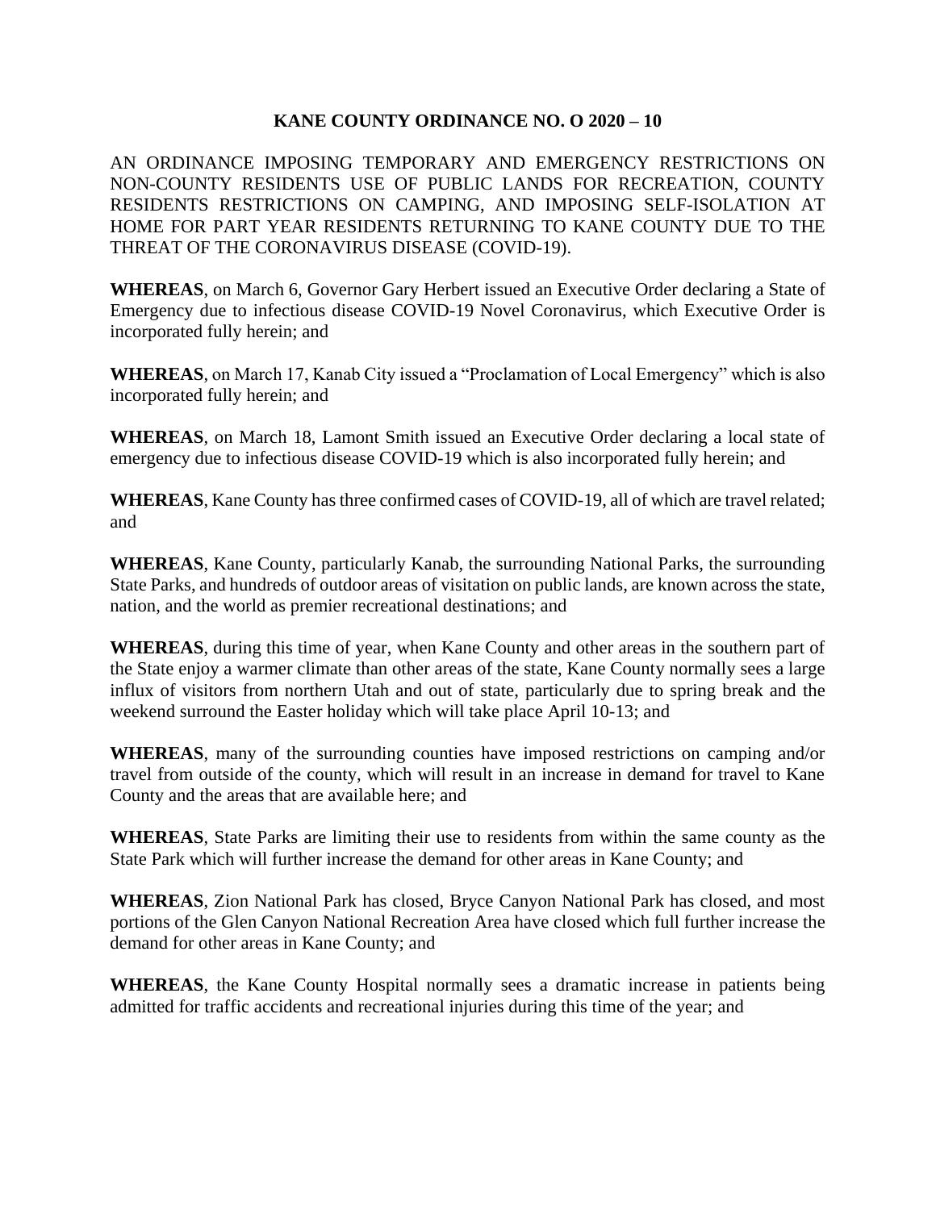**KANE COUNTY ORDINANCE NO. O 2020 – 10**

AN ORDINANCE IMPOSING TEMPORARY AND EMERGENCY RESTRICTIONS ON NON-COUNTY RESIDENTS USE OF PUBLIC LANDS FOR RECREATION, COUNTY RESIDENTS RESTRICTIONS ON CAMPING, AND IMPOSING SELF-ISOLATION AT HOME FOR PART YEAR RESIDENTS RETURNING TO KANE COUNTY DUE TO THE THREAT OF THE CORONAVIRUS DISEASE (COVID-19).

**WHEREAS**, on March 6, Governor Gary Herbert issued an Executive Order declaring a State of Emergency due to infectious disease COVID-19 Novel Coronavirus, which Executive Order is incorporated fully herein; and

**WHEREAS**, on March 17, Kanab City issued a "Proclamation of Local Emergency" which is also incorporated fully herein; and

**WHEREAS**, on March 18, Lamont Smith issued an Executive Order declaring a local state of emergency due to infectious disease COVID-19 which is also incorporated fully herein; and

**WHEREAS**, Kane County has three confirmed cases of COVID-19, all of which are travel related; and

**WHEREAS**, Kane County, particularly Kanab, the surrounding National Parks, the surrounding State Parks, and hundreds of outdoor areas of visitation on public lands, are known across the state, nation, and the world as premier recreational destinations; and

**WHEREAS**, during this time of year, when Kane County and other areas in the southern part of the State enjoy a warmer climate than other areas of the state, Kane County normally sees a large influx of visitors from northern Utah and out of state, particularly due to spring break and the weekend surround the Easter holiday which will take place April 10-13; and

**WHEREAS**, many of the surrounding counties have imposed restrictions on camping and/or travel from outside of the county, which will result in an increase in demand for travel to Kane County and the areas that are available here; and

**WHEREAS**, State Parks are limiting their use to residents from within the same county as the State Park which will further increase the demand for other areas in Kane County; and

**WHEREAS**, Zion National Park has closed, Bryce Canyon National Park has closed, and most portions of the Glen Canyon National Recreation Area have closed which full further increase the demand for other areas in Kane County; and

**WHEREAS**, the Kane County Hospital normally sees a dramatic increase in patients being admitted for traffic accidents and recreational injuries during this time of the year; and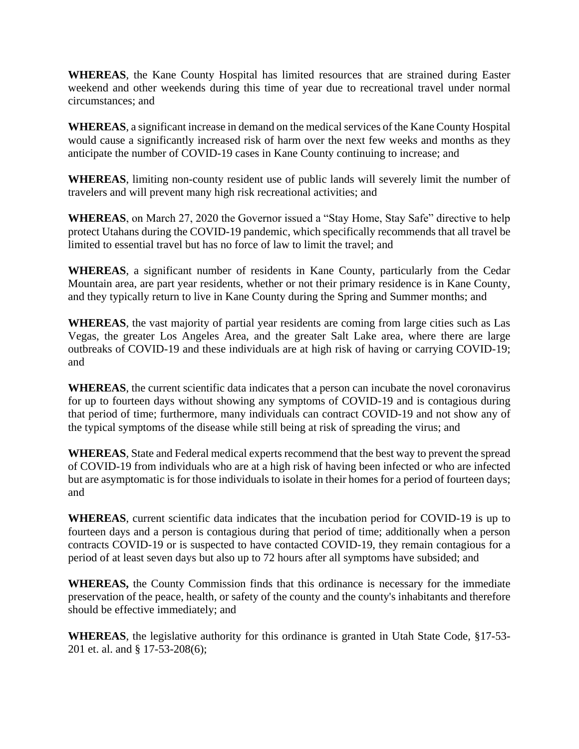**WHEREAS**, the Kane County Hospital has limited resources that are strained during Easter weekend and other weekends during this time of year due to recreational travel under normal circumstances; and

**WHEREAS**, a significant increase in demand on the medical services of the Kane County Hospital would cause a significantly increased risk of harm over the next few weeks and months as they anticipate the number of COVID-19 cases in Kane County continuing to increase; and

**WHEREAS**, limiting non-county resident use of public lands will severely limit the number of travelers and will prevent many high risk recreational activities; and

**WHEREAS**, on March 27, 2020 the Governor issued a "Stay Home, Stay Safe" directive to help protect Utahans during the COVID-19 pandemic, which specifically recommends that all travel be limited to essential travel but has no force of law to limit the travel; and

**WHEREAS**, a significant number of residents in Kane County, particularly from the Cedar Mountain area, are part year residents, whether or not their primary residence is in Kane County, and they typically return to live in Kane County during the Spring and Summer months; and

**WHEREAS**, the vast majority of partial year residents are coming from large cities such as Las Vegas, the greater Los Angeles Area, and the greater Salt Lake area, where there are large outbreaks of COVID-19 and these individuals are at high risk of having or carrying COVID-19; and

**WHEREAS**, the current scientific data indicates that a person can incubate the novel coronavirus for up to fourteen days without showing any symptoms of COVID-19 and is contagious during that period of time; furthermore, many individuals can contract COVID-19 and not show any of the typical symptoms of the disease while still being at risk of spreading the virus; and

**WHEREAS**, State and Federal medical experts recommend that the best way to prevent the spread of COVID-19 from individuals who are at a high risk of having been infected or who are infected but are asymptomatic is for those individuals to isolate in their homes for a period of fourteen days; and

**WHEREAS**, current scientific data indicates that the incubation period for COVID-19 is up to fourteen days and a person is contagious during that period of time; additionally when a person contracts COVID-19 or is suspected to have contacted COVID-19, they remain contagious for a period of at least seven days but also up to 72 hours after all symptoms have subsided; and

**WHEREAS,** the County Commission finds that this ordinance is necessary for the immediate preservation of the peace, health, or safety of the county and the county's inhabitants and therefore should be effective immediately; and

**WHEREAS**, the legislative authority for this ordinance is granted in Utah State Code, §17-53-201 et. al. and § 17-53-208(6);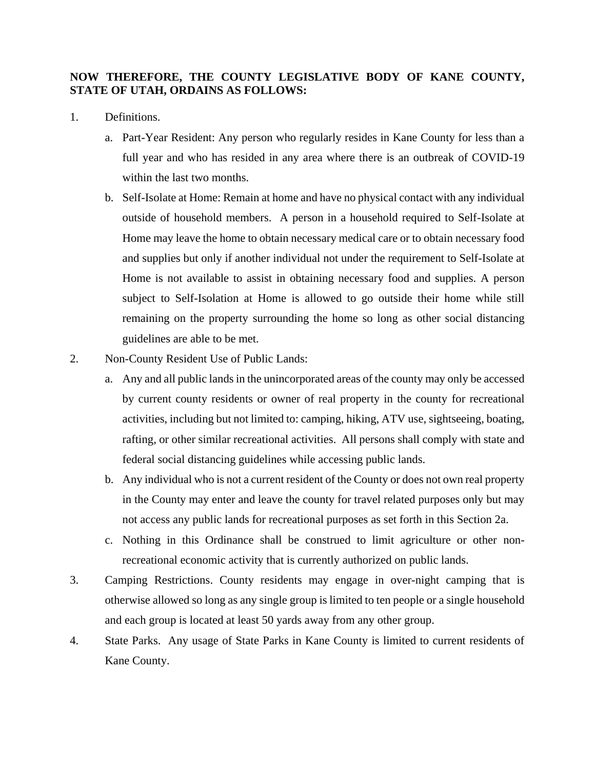**NOW THEREFORE, THE COUNTY LEGISLATIVE BODY OF KANE COUNTY, STATE OF UTAH, ORDAINS AS FOLLOWS:**

1. Definitions.
   a. Part-Year Resident: Any person who regularly resides in Kane County for less than a full year and who has resided in any area where there is an outbreak of COVID-19 within the last two months.
   b. Self-Isolate at Home: Remain at home and have no physical contact with any individual outside of household members. A person in a household required to Self-Isolate at Home may leave the home to obtain necessary medical care or to obtain necessary food and supplies but only if another individual not under the requirement to Self-Isolate at Home is not available to assist in obtaining necessary food and supplies. A person subject to Self-Isolation at Home is allowed to go outside their home while still remaining on the property surrounding the home so long as other social distancing guidelines are able to be met.
2. Non-County Resident Use of Public Lands:
   a. Any and all public lands in the unincorporated areas of the county may only be accessed by current county residents or owner of real property in the county for recreational activities, including but not limited to: camping, hiking, ATV use, sightseeing, boating, rafting, or other similar recreational activities. All persons shall comply with state and federal social distancing guidelines while accessing public lands.
   b. Any individual who is not a current resident of the County or does not own real property in the County may enter and leave the county for travel related purposes only but may not access any public lands for recreational purposes as set forth in this Section 2a.
   c. Nothing in this Ordinance shall be construed to limit agriculture or other non-recreational economic activity that is currently authorized on public lands.
3. Camping Restrictions. County residents may engage in over-night camping that is otherwise allowed so long as any single group is limited to ten people or a single household and each group is located at least 50 yards away from any other group.
4. State Parks. Any usage of State Parks in Kane County is limited to current residents of Kane County.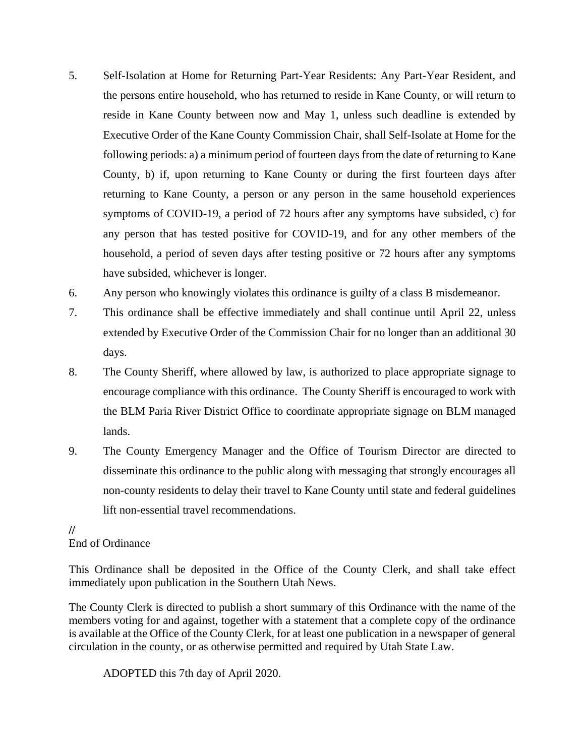5. Self-Isolation at Home for Returning Part-Year Residents: Any Part-Year Resident, and the persons entire household, who has returned to reside in Kane County, or will return to reside in Kane County between now and May 1, unless such deadline is extended by Executive Order of the Kane County Commission Chair, shall Self-Isolate at Home for the following periods: a) a minimum period of fourteen days from the date of returning to Kane County, b) if, upon returning to Kane County or during the first fourteen days after returning to Kane County, a person or any person in the same household experiences symptoms of COVID-19, a period of 72 hours after any symptoms have subsided, c) for any person that has tested positive for COVID-19, and for any other members of the household, a period of seven days after testing positive or 72 hours after any symptoms have subsided, whichever is longer.
6. Any person who knowingly violates this ordinance is guilty of a class B misdemeanor.
7. This ordinance shall be effective immediately and shall continue until April 22, unless extended by Executive Order of the Commission Chair for no longer than an additional 30 days.
8. The County Sheriff, where allowed by law, is authorized to place appropriate signage to encourage compliance with this ordinance. The County Sheriff is encouraged to work with the BLM Paria River District Office to coordinate appropriate signage on BLM managed lands.
9. The County Emergency Manager and the Office of Tourism Director are directed to disseminate this ordinance to the public along with messaging that strongly encourages all non-county residents to delay their travel to Kane County until state and federal guidelines lift non-essential travel recommendations.

//

End of Ordinance

This Ordinance shall be deposited in the Office of the County Clerk, and shall take effect immediately upon publication in the Southern Utah News.

The County Clerk is directed to publish a short summary of this Ordinance with the name of the members voting for and against, together with a statement that a complete copy of the ordinance is available at the Office of the County Clerk, for at least one publication in a newspaper of general circulation in the county, or as otherwise permitted and required by Utah State Law.

ADOPTED this 7th day of April 2020.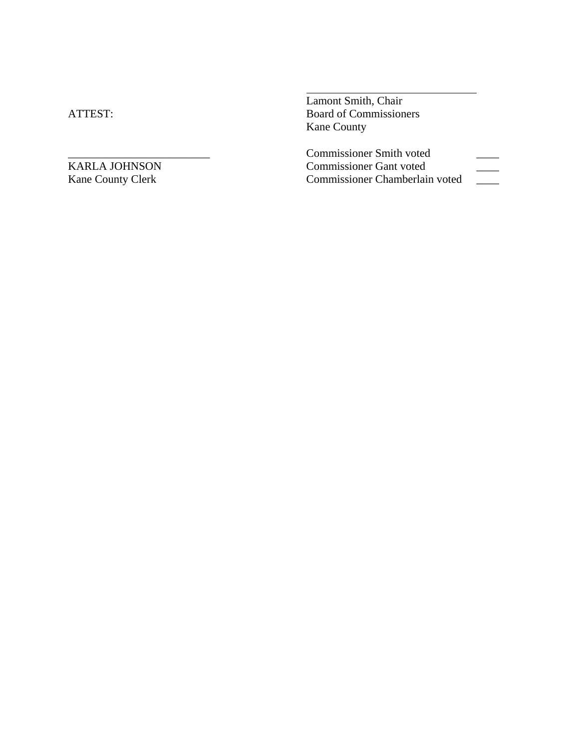\_\_\_\_\_\_\_\_\_\_\_\_\_\_\_\_\_\_\_\_\_\_\_\_\_\_\_\_\_\_\_\_

Lamont Smith, Chair
Board of Commissioners
Kane County

ATTEST:

\_\_\_\_\_\_\_\_\_\_\_\_\_\_\_\_\_\_\_\_\_\_\_\_\_\_\_\_\_\_\_\_
KARLA JOHNSON
Kane County Clerk

Commissioner Smith voted \_\_\_\_
Commissioner Gant voted \_\_\_\_
Commissioner Chamberlain voted \_\_\_\_